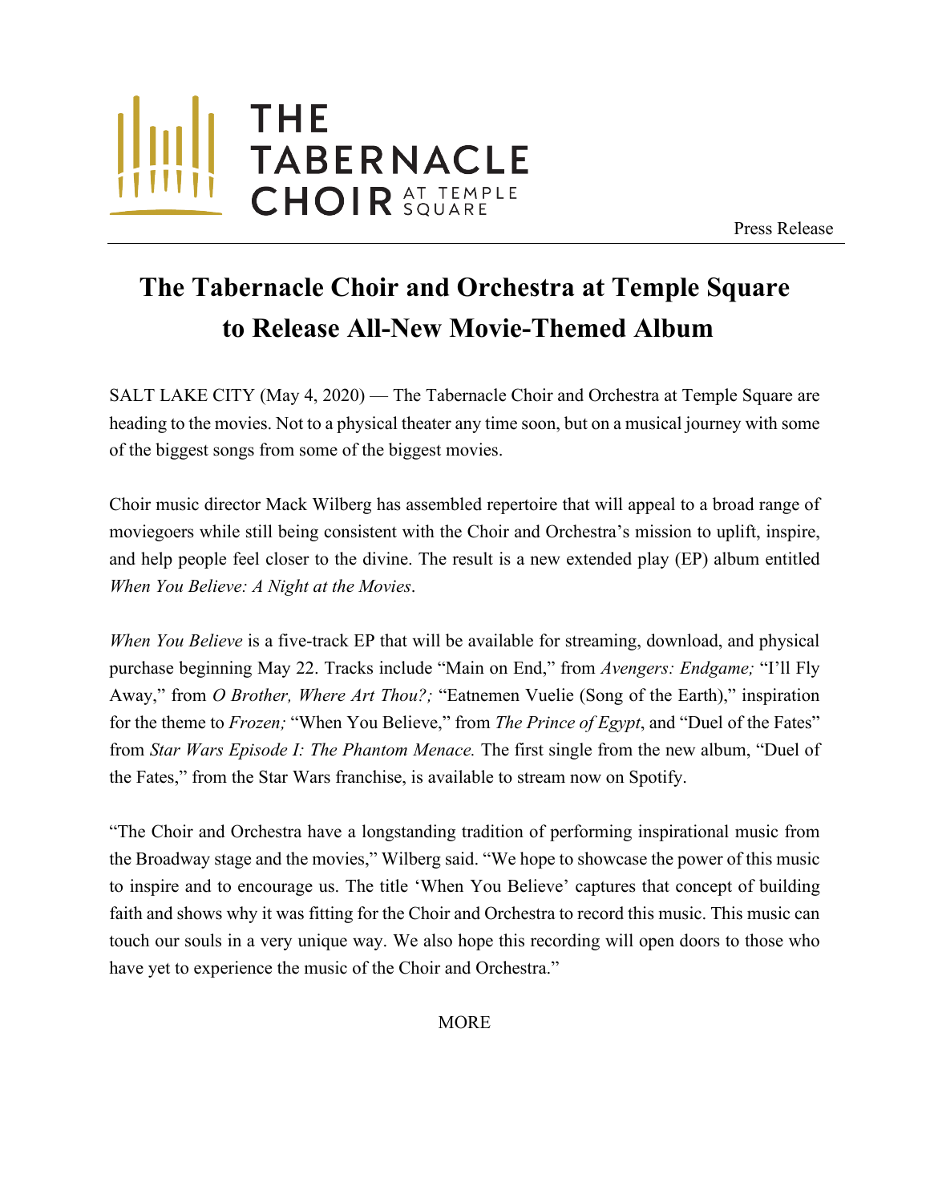THE TABERNACLE CHOIR AT TEMPLE SQUARE

Press Release

# The Tabernacle Choir and Orchestra at Temple Square to Release All-New Movie-Themed Album

SALT LAKE CITY (May 4, 2020) — The Tabernacle Choir and Orchestra at Temple Square are heading to the movies. Not to a physical theater any time soon, but on a musical journey with some of the biggest songs from some of the biggest movies.

Choir music director Mack Wilberg has assembled repertoire that will appeal to a broad range of moviegoers while still being consistent with the Choir and Orchestra's mission to uplift, inspire, and help people feel closer to the divine. The result is a new extended play (EP) album entitled *When You Believe: A Night at the Movies*.

*When You Believe* is a five-track EP that will be available for streaming, download, and physical purchase beginning May 22. Tracks include "Main on End," from *Avengers: Endgame;* "I'll Fly Away," from *O Brother, Where Art Thou?;* "Eatnemen Vuelie (Song of the Earth)," inspiration for the theme to *Frozen;* "When You Believe," from *The Prince of Egypt*, and "Duel of the Fates" from *Star Wars Episode I: The Phantom Menace.* The first single from the new album, "Duel of the Fates," from the Star Wars franchise, is available to stream now on Spotify.

"The Choir and Orchestra have a longstanding tradition of performing inspirational music from the Broadway stage and the movies," Wilberg said. "We hope to showcase the power of this music to inspire and to encourage us. The title 'When You Believe' captures that concept of building faith and shows why it was fitting for the Choir and Orchestra to record this music. This music can touch our souls in a very unique way. We also hope this recording will open doors to those who have yet to experience the music of the Choir and Orchestra."

MORE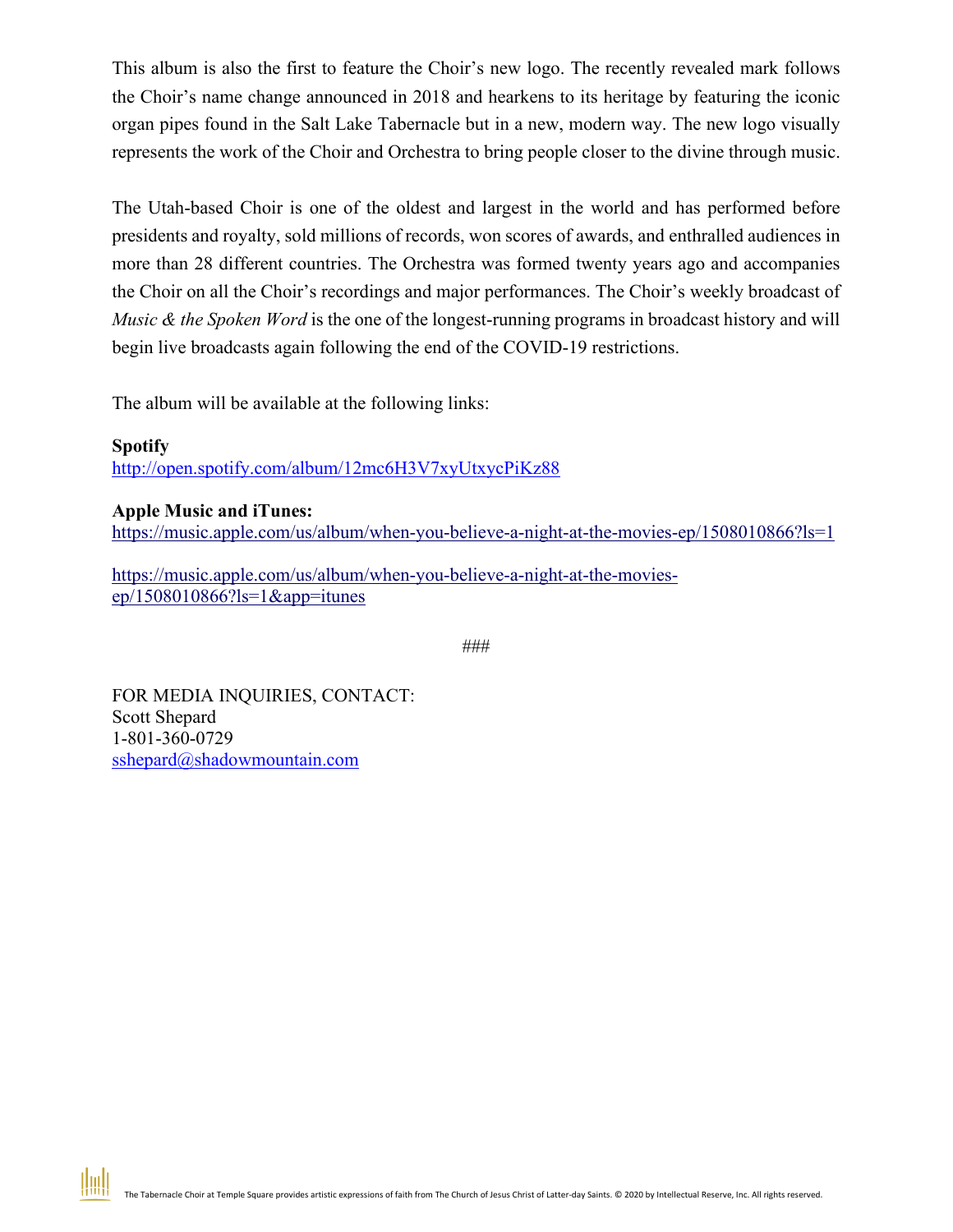This album is also the first to feature the Choir's new logo. The recently revealed mark follows the Choir's name change announced in 2018 and hearkens to its heritage by featuring the iconic organ pipes found in the Salt Lake Tabernacle but in a new, modern way. The new logo visually represents the work of the Choir and Orchestra to bring people closer to the divine through music.

The Utah-based Choir is one of the oldest and largest in the world and has performed before presidents and royalty, sold millions of records, won scores of awards, and enthralled audiences in more than 28 different countries. The Orchestra was formed twenty years ago and accompanies the Choir on all the Choir's recordings and major performances. The Choir's weekly broadcast of *Music & the Spoken Word* is the one of the longest-running programs in broadcast history and will begin live broadcasts again following the end of the COVID-19 restrictions.

The album will be available at the following links:

**Spotify**
http://open.spotify.com/album/12mc6H3V7xyUtxycPiKz88

**Apple Music and iTunes:**
https://music.apple.com/us/album/when-you-believe-a-night-at-the-movies-ep/1508010866?ls=1

https://music.apple.com/us/album/when-you-believe-a-night-at-the-movies-ep/1508010866?ls=1&app=itunes

###

FOR MEDIA INQUIRIES, CONTACT:
Scott Shepard
1-801-360-0729
sshepard@shadowmountain.com

The Tabernacle Choir at Temple Square provides artistic expressions of faith from The Church of Jesus Christ of Latter-day Saints. © 2020 by Intellectual Reserve, Inc. All rights reserved.